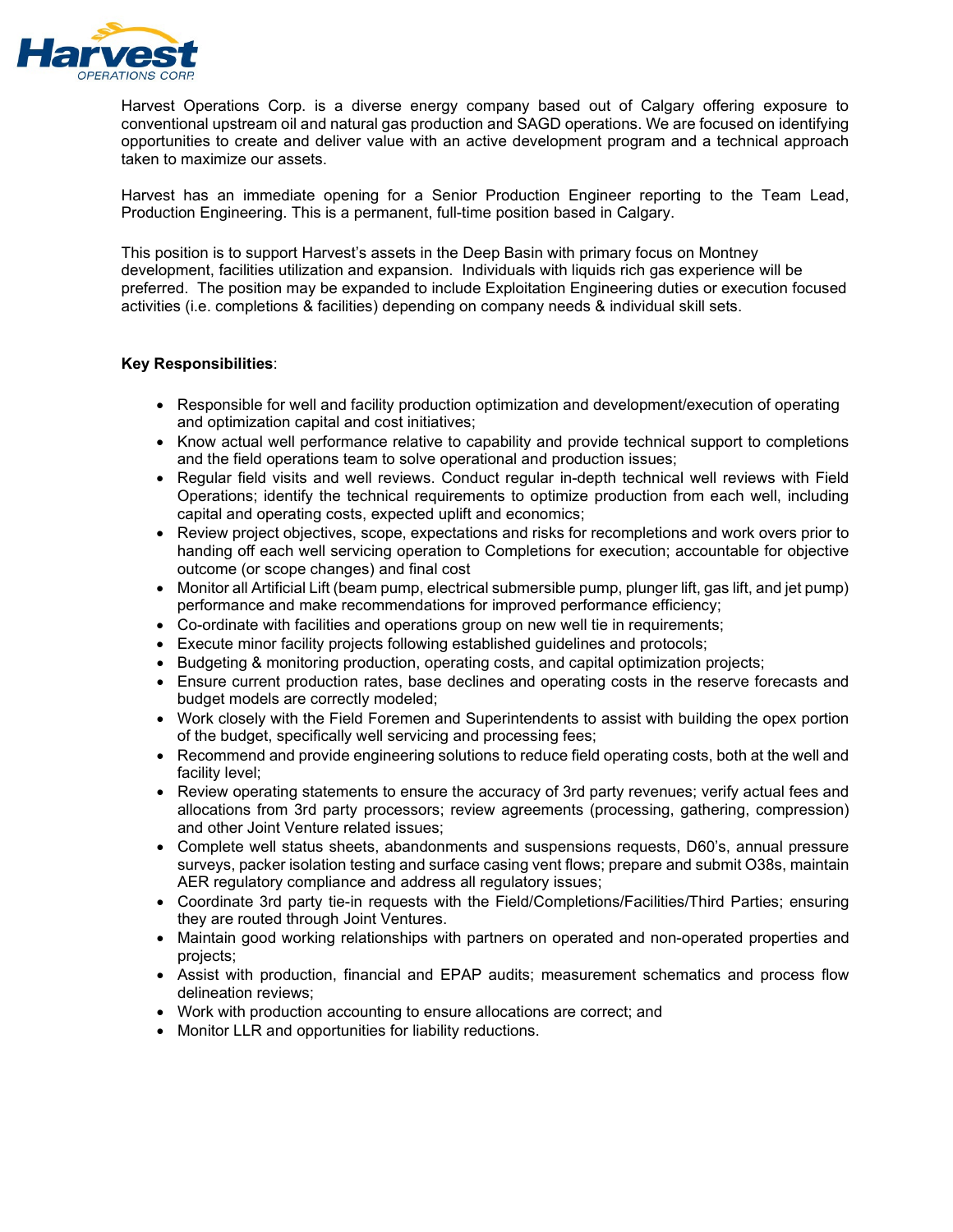Harvest Operations Corp. is a diverse energy company based out of Calgary offering exposure to conventional upstream oil and natural gas production and SAGD operations. We are focused on identifying opportunities to create and deliver value with an active development program and a technical approach taken to maximize our assets.

Harvest has an immediate opening for a Senior Production Engineer reporting to the Team Lead, Production Engineering. This is a permanent, full-time position based in Calgary.

This position is to support Harvest's assets in the Deep Basin with primary focus on Montney development, facilities utilization and expansion. Individuals with liquids rich gas experience will be preferred. The position may be expanded to include Exploitation Engineering duties or execution focused activities (i.e. completions & facilities) depending on company needs & individual skill sets.

**Key Responsibilities**:

- Responsible for well and facility production optimization and development/execution of operating and optimization capital and cost initiatives;
- Know actual well performance relative to capability and provide technical support to completions and the field operations team to solve operational and production issues;
- Regular field visits and well reviews. Conduct regular in-depth technical well reviews with Field Operations; identify the technical requirements to optimize production from each well, including capital and operating costs, expected uplift and economics;
- Review project objectives, scope, expectations and risks for recompletions and work overs prior to handing off each well servicing operation to Completions for execution; accountable for objective outcome (or scope changes) and final cost
- Monitor all Artificial Lift (beam pump, electrical submersible pump, plunger lift, gas lift, and jet pump) performance and make recommendations for improved performance efficiency;
- Co-ordinate with facilities and operations group on new well tie in requirements;
- Execute minor facility projects following established guidelines and protocols;
- Budgeting & monitoring production, operating costs, and capital optimization projects;
- Ensure current production rates, base declines and operating costs in the reserve forecasts and budget models are correctly modeled;
- Work closely with the Field Foremen and Superintendents to assist with building the opex portion of the budget, specifically well servicing and processing fees;
- Recommend and provide engineering solutions to reduce field operating costs, both at the well and facility level;
- Review operating statements to ensure the accuracy of 3rd party revenues; verify actual fees and allocations from 3rd party processors; review agreements (processing, gathering, compression) and other Joint Venture related issues;
- Complete well status sheets, abandonments and suspensions requests, D60's, annual pressure surveys, packer isolation testing and surface casing vent flows; prepare and submit O38s, maintain AER regulatory compliance and address all regulatory issues;
- Coordinate 3rd party tie-in requests with the Field/Completions/Facilities/Third Parties; ensuring they are routed through Joint Ventures.
- Maintain good working relationships with partners on operated and non-operated properties and projects;
- Assist with production, financial and EPAP audits; measurement schematics and process flow delineation reviews;
- Work with production accounting to ensure allocations are correct; and
- Monitor LLR and opportunities for liability reductions.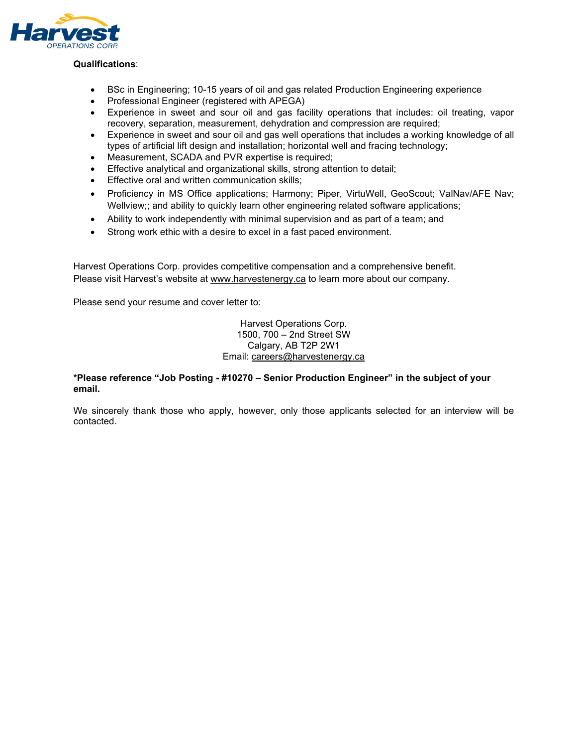**Qualifications**:

- BSc in Engineering; 10-15 years of oil and gas related Production Engineering experience
- Professional Engineer (registered with APEGA)
- Experience in sweet and sour oil and gas facility operations that includes: oil treating, vapor recovery, separation, measurement, dehydration and compression are required;
- Experience in sweet and sour oil and gas well operations that includes a working knowledge of all types of artificial lift design and installation; horizontal well and fracing technology;
- Measurement, SCADA and PVR expertise is required;
- Effective analytical and organizational skills, strong attention to detail;
- Effective oral and written communication skills;
- Proficiency in MS Office applications; Harmony; Piper, VirtuWell, GeoScout; ValNav/AFE Nav; Wellview;; and ability to quickly learn other engineering related software applications;
- Ability to work independently with minimal supervision and as part of a team; and
- Strong work ethic with a desire to excel in a fast paced environment.

Harvest Operations Corp. provides competitive compensation and a comprehensive benefit. Please visit Harvest's website at www.harvestenergy.ca to learn more about our company.

Please send your resume and cover letter to:

Harvest Operations Corp.
1500, 700 – 2nd Street SW
Calgary, AB T2P 2W1
Email: careers@harvestenergy.ca

**\*Please reference "Job Posting - #10270 – Senior Production Engineer" in the subject of your email.**

We sincerely thank those who apply, however, only those applicants selected for an interview will be contacted.